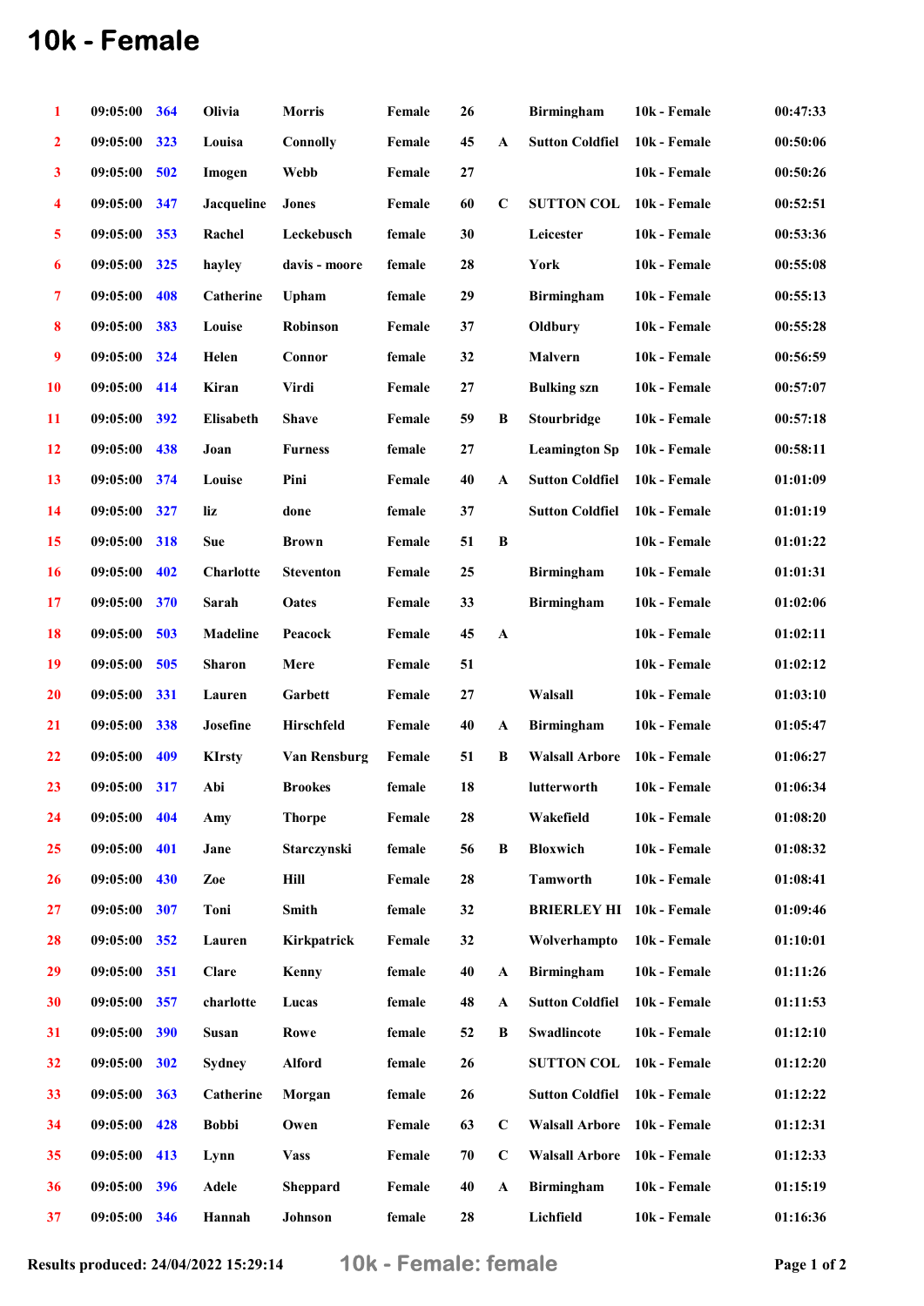# 10k - Female

| | | | | | | | | | | |
|---|---|---|---|---|---|---|---|---|---|---|
| 1 | 09:05:00 | 364 | Olivia | Morris | Female | 26 | | Birmingham | 10k - Female | 00:47:33 |
| 2 | 09:05:00 | 323 | Louisa | Connolly | Female | 45 | A | Sutton Coldfiel | 10k - Female | 00:50:06 |
| 3 | 09:05:00 | 502 | Imogen | Webb | Female | 27 | | | 10k - Female | 00:50:26 |
| 4 | 09:05:00 | 347 | Jacqueline | Jones | Female | 60 | C | SUTTON COL | 10k - Female | 00:52:51 |
| 5 | 09:05:00 | 353 | Rachel | Leckebusch | female | 30 | | Leicester | 10k - Female | 00:53:36 |
| 6 | 09:05:00 | 325 | hayley | davis - moore | female | 28 | | York | 10k - Female | 00:55:08 |
| 7 | 09:05:00 | 408 | Catherine | Upham | female | 29 | | Birmingham | 10k - Female | 00:55:13 |
| 8 | 09:05:00 | 383 | Louise | Robinson | Female | 37 | | Oldbury | 10k - Female | 00:55:28 |
| 9 | 09:05:00 | 324 | Helen | Connor | female | 32 | | Malvern | 10k - Female | 00:56:59 |
| 10 | 09:05:00 | 414 | Kiran | Virdi | Female | 27 | | Bulking szn | 10k - Female | 00:57:07 |
| 11 | 09:05:00 | 392 | Elisabeth | Shave | Female | 59 | B | Stourbridge | 10k - Female | 00:57:18 |
| 12 | 09:05:00 | 438 | Joan | Furness | female | 27 | | Leamington Sp | 10k - Female | 00:58:11 |
| 13 | 09:05:00 | 374 | Louise | Pini | Female | 40 | A | Sutton Coldfiel | 10k - Female | 01:01:09 |
| 14 | 09:05:00 | 327 | liz | done | female | 37 | | Sutton Coldfiel | 10k - Female | 01:01:19 |
| 15 | 09:05:00 | 318 | Sue | Brown | Female | 51 | B | | 10k - Female | 01:01:22 |
| 16 | 09:05:00 | 402 | Charlotte | Steventon | Female | 25 | | Birmingham | 10k - Female | 01:01:31 |
| 17 | 09:05:00 | 370 | Sarah | Oates | Female | 33 | | Birmingham | 10k - Female | 01:02:06 |
| 18 | 09:05:00 | 503 | Madeline | Peacock | Female | 45 | A | | 10k - Female | 01:02:11 |
| 19 | 09:05:00 | 505 | Sharon | Mere | Female | 51 | | | 10k - Female | 01:02:12 |
| 20 | 09:05:00 | 331 | Lauren | Garbett | Female | 27 | | Walsall | 10k - Female | 01:03:10 |
| 21 | 09:05:00 | 338 | Josefine | Hirschfeld | Female | 40 | A | Birmingham | 10k - Female | 01:05:47 |
| 22 | 09:05:00 | 409 | KIrsty | Van Rensburg | Female | 51 | B | Walsall Arbore | 10k - Female | 01:06:27 |
| 23 | 09:05:00 | 317 | Abi | Brookes | female | 18 | | lutterworth | 10k - Female | 01:06:34 |
| 24 | 09:05:00 | 404 | Amy | Thorpe | Female | 28 | | Wakefield | 10k - Female | 01:08:20 |
| 25 | 09:05:00 | 401 | Jane | Starczynski | female | 56 | B | Bloxwich | 10k - Female | 01:08:32 |
| 26 | 09:05:00 | 430 | Zoe | Hill | Female | 28 | | Tamworth | 10k - Female | 01:08:41 |
| 27 | 09:05:00 | 307 | Toni | Smith | female | 32 | | BRIERLEY HI | 10k - Female | 01:09:46 |
| 28 | 09:05:00 | 352 | Lauren | Kirkpatrick | Female | 32 | | Wolverhampto | 10k - Female | 01:10:01 |
| 29 | 09:05:00 | 351 | Clare | Kenny | female | 40 | A | Birmingham | 10k - Female | 01:11:26 |
| 30 | 09:05:00 | 357 | charlotte | Lucas | female | 48 | A | Sutton Coldfiel | 10k - Female | 01:11:53 |
| 31 | 09:05:00 | 390 | Susan | Rowe | female | 52 | B | Swadlincote | 10k - Female | 01:12:10 |
| 32 | 09:05:00 | 302 | Sydney | Alford | female | 26 | | SUTTON COL | 10k - Female | 01:12:20 |
| 33 | 09:05:00 | 363 | Catherine | Morgan | female | 26 | | Sutton Coldfiel | 10k - Female | 01:12:22 |
| 34 | 09:05:00 | 428 | Bobbi | Owen | Female | 63 | C | Walsall Arbore | 10k - Female | 01:12:31 |
| 35 | 09:05:00 | 413 | Lynn | Vass | Female | 70 | C | Walsall Arbore | 10k - Female | 01:12:33 |
| 36 | 09:05:00 | 396 | Adele | Sheppard | Female | 40 | A | Birmingham | 10k - Female | 01:15:19 |
| 37 | 09:05:00 | 346 | Hannah | Johnson | female | 28 | | Lichfield | 10k - Female | 01:16:36 |

Results produced: 24/04/2022 15:29:14

10k - Female: female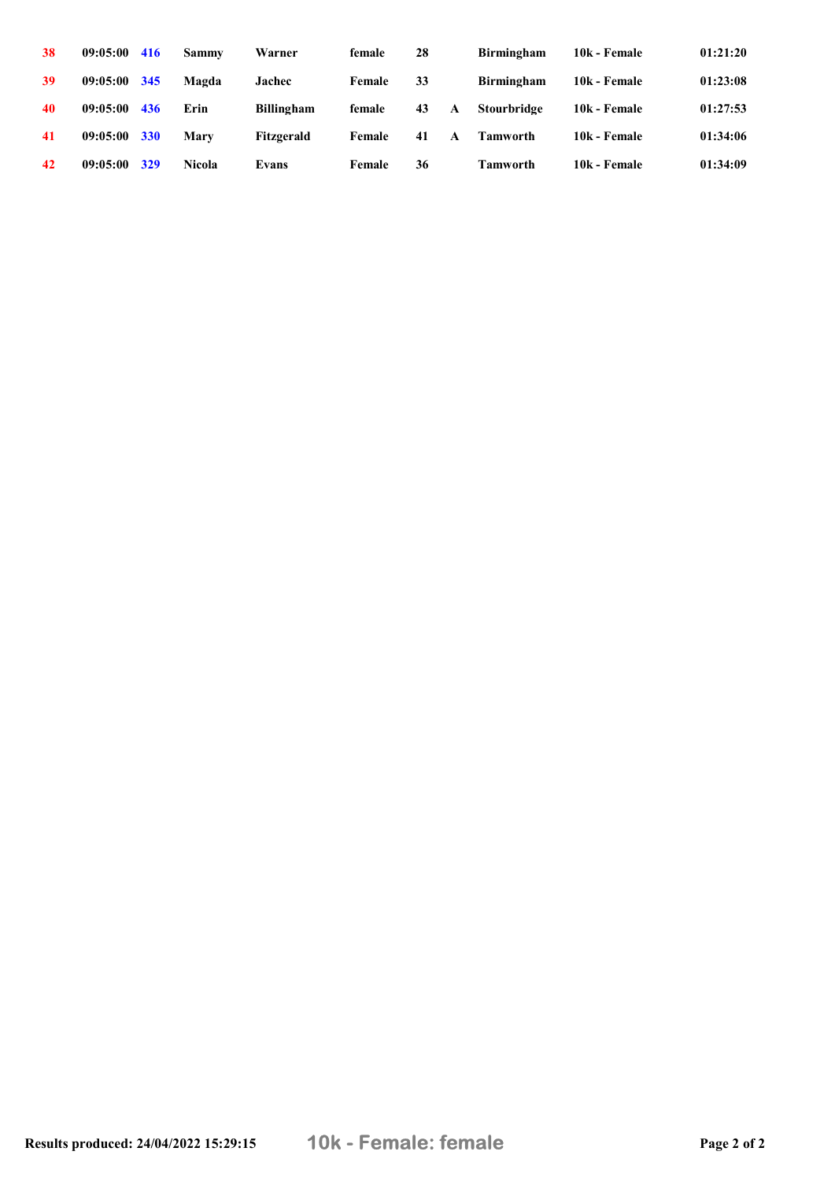| | | | | | | | | | | |
|---|---|---|---|---|---|---|---|---|---|---|
| 38 | 09:05:00 | 416 | Sammy | Warner | female | 28 | | Birmingham | 10k - Female | 01:21:20 |
| 39 | 09:05:00 | 345 | Magda | Jachec | Female | 33 | | Birmingham | 10k - Female | 01:23:08 |
| 40 | 09:05:00 | 436 | Erin | Billingham | female | 43 | A | Stourbridge | 10k - Female | 01:27:53 |
| 41 | 09:05:00 | 330 | Mary | Fitzgerald | Female | 41 | A | Tamworth | 10k - Female | 01:34:06 |
| 42 | 09:05:00 | 329 | Nicola | Evans | Female | 36 | | Tamworth | 10k - Female | 01:34:09 |

**Results produced: 24/04/2022 15:29:15** **10k - Female: female**